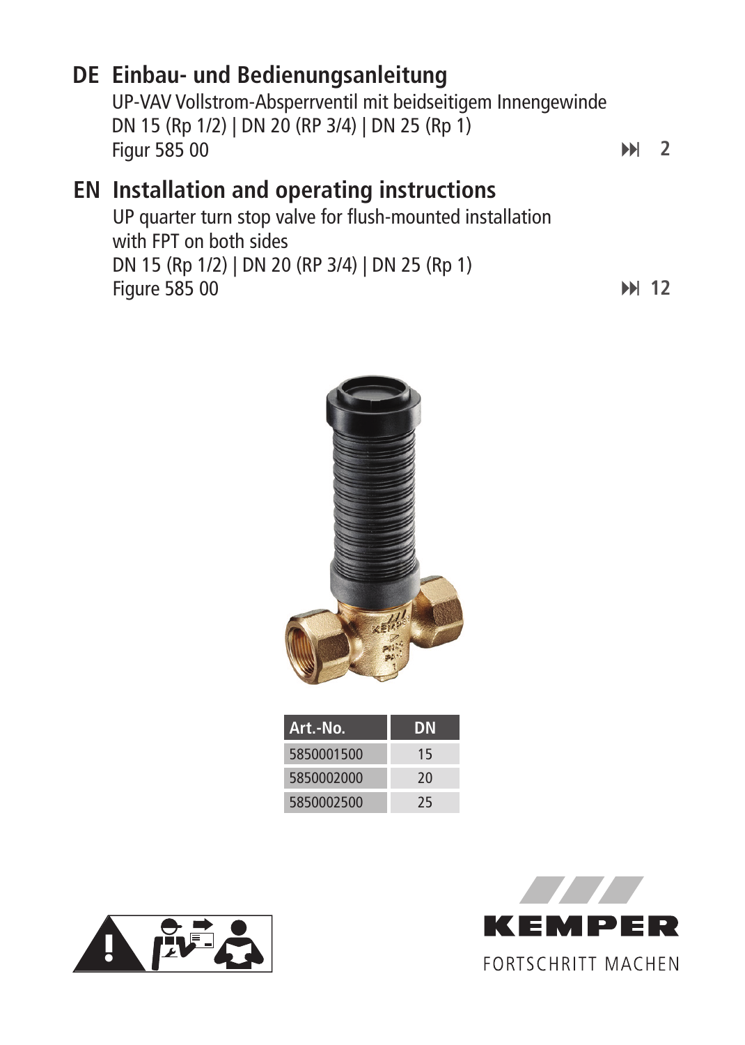## DE Einbau- und Bedienungsanleitung

UP-VAV Vollstrom-Absperrventil mit beidseitigem Innengewinde
DN 15 (Rp 1/2) | DN 20 (RP 3/4) | DN 25 (Rp 1)
Figur 585 00

⏭ 2

## EN Installation and operating instructions

UP quarter turn stop valve for flush-mounted installation
with FPT on both sides
DN 15 (Rp 1/2) | DN 20 (RP 3/4) | DN 25 (Rp 1)
Figure 585 00

⏭ 12

| Art.-No. | DN |
|---|---|
| 5850001500 | 15 |
| 5850002000 | 20 |
| 5850002500 | 25 |

KEMPER
FORTSCHRITT MACHEN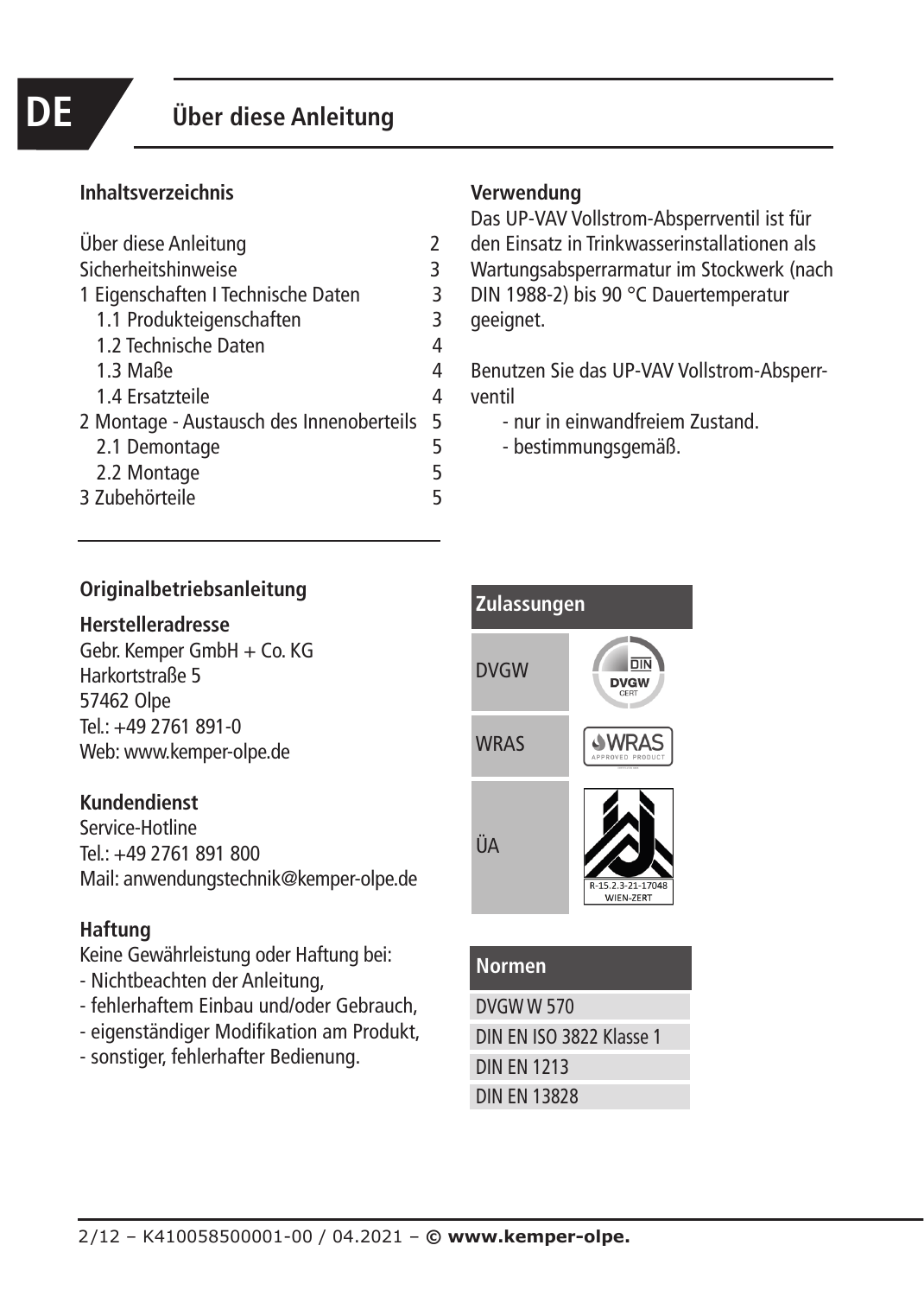# Über diese Anleitung

## Inhaltsverzeichnis

| | |
|---|---|
| Über diese Anleitung | 2 |
| Sicherheitshinweise | 3 |
| 1 Eigenschaften I Technische Daten | 3 |
| 1.1 Produkteigenschaften | 3 |
| 1.2 Technische Daten | 4 |
| 1.3 Maße | 4 |
| 1.4 Ersatzteile | 4 |
| 2 Montage - Austausch des Innenoberteils | 5 |
| 2.1 Demontage | 5 |
| 2.2 Montage | 5 |
| 3 Zubehörteile | 5 |

## Verwendung

Das UP-VAV Vollstrom-Absperrventil ist für den Einsatz in Trinkwasserinstallationen als Wartungsabsperrarmatur im Stockwerk (nach DIN 1988-2) bis 90 °C Dauertemperatur geeignet.

Benutzen Sie das UP-VAV Vollstrom-Absperrventil

- nur in einwandfreiem Zustand.
- bestimmungsgemäß.

## Originalbetriebsanleitung

### Herstelleradresse

Gebr. Kemper GmbH + Co. KG
Harkortstraße 5
57462 Olpe
Tel.: +49 2761 891-0
Web: www.kemper-olpe.de

### Kundendienst

Service-Hotline
Tel.: +49 2761 891 800
Mail: anwendungstechnik@kemper-olpe.de

### Haftung

Keine Gewährleistung oder Haftung bei:

- Nichtbeachten der Anleitung,
- fehlerhaftem Einbau und/oder Gebrauch,
- eigenständiger Modifikation am Produkt,
- sonstiger, fehlerhafter Bedienung.

| Zulassungen | |
|---|---|
| DVGW | DIN DVGW CERT |
| WRAS | WRAS APPROVED PRODUCT |
| ÜA | R-15.2.3-21-17048 WIEN-ZERT |

| Normen |
|---|
| DVGW W 570 |
| DIN EN ISO 3822 Klasse 1 |
| DIN EN 1213 |
| DIN EN 13828 |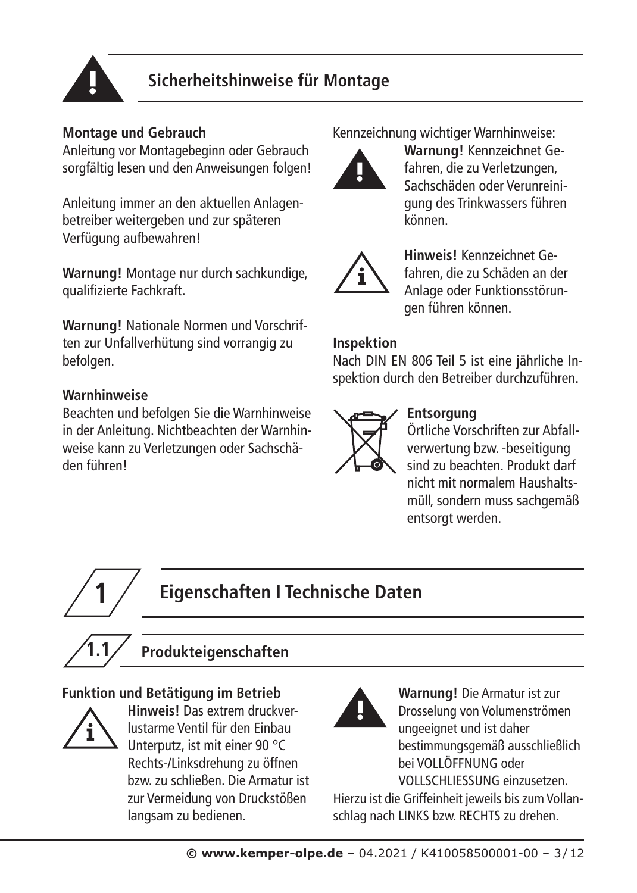# Sicherheitshinweise für Montage

**Montage und Gebrauch**
Anleitung vor Montagebeginn oder Gebrauch sorgfältig lesen und den Anweisungen folgen!

Anleitung immer an den aktuellen Anlagenbetreiber weitergeben und zur späteren Verfügung aufbewahren!

**Warnung!** Montage nur durch sachkundige, qualifizierte Fachkraft.

**Warnung!** Nationale Normen und Vorschriften zur Unfallverhütung sind vorrangig zu befolgen.

**Warnhinweise**
Beachten und befolgen Sie die Warnhinweise in der Anleitung. Nichtbeachten der Warnhinweise kann zu Verletzungen oder Sachschäden führen!

Kennzeichnung wichtiger Warnhinweise:

**Warnung!** Kennzeichnet Gefahren, die zu Verletzungen, Sachschäden oder Verunreinigung des Trinkwassers führen können.

**Hinweis!** Kennzeichnet Gefahren, die zu Schäden an der Anlage oder Funktionsstörungen führen können.

**Inspektion**
Nach DIN EN 806 Teil 5 ist eine jährliche Inspektion durch den Betreiber durchzuführen.

**Entsorgung**
Örtliche Vorschriften zur Abfallverwertung bzw. -beseitigung sind zu beachten. Produkt darf nicht mit normalem Haushaltsmüll, sondern muss sachgemäß entsorgt werden.

# 1 Eigenschaften I Technische Daten

## 1.1 Produkteigenschaften

**Funktion und Betätigung im Betrieb**

**Hinweis!** Das extrem druckverlustarme Ventil für den Einbau Unterputz, ist mit einer 90 °C Rechts-/Linksdrehung zu öffnen bzw. zu schließen. Die Armatur ist zur Vermeidung von Druckstößen langsam zu bedienen.

**Warnung!** Die Armatur ist zur Drosselung von Volumenströmen ungeeignet und ist daher bestimmungsgemäß ausschließlich bei VOLLÖFFNUNG oder VOLLSCHLIESSUNG einzusetzen.
Hierzu ist die Griffeinheit jeweils bis zum Vollanschlag nach LINKS bzw. RECHTS zu drehen.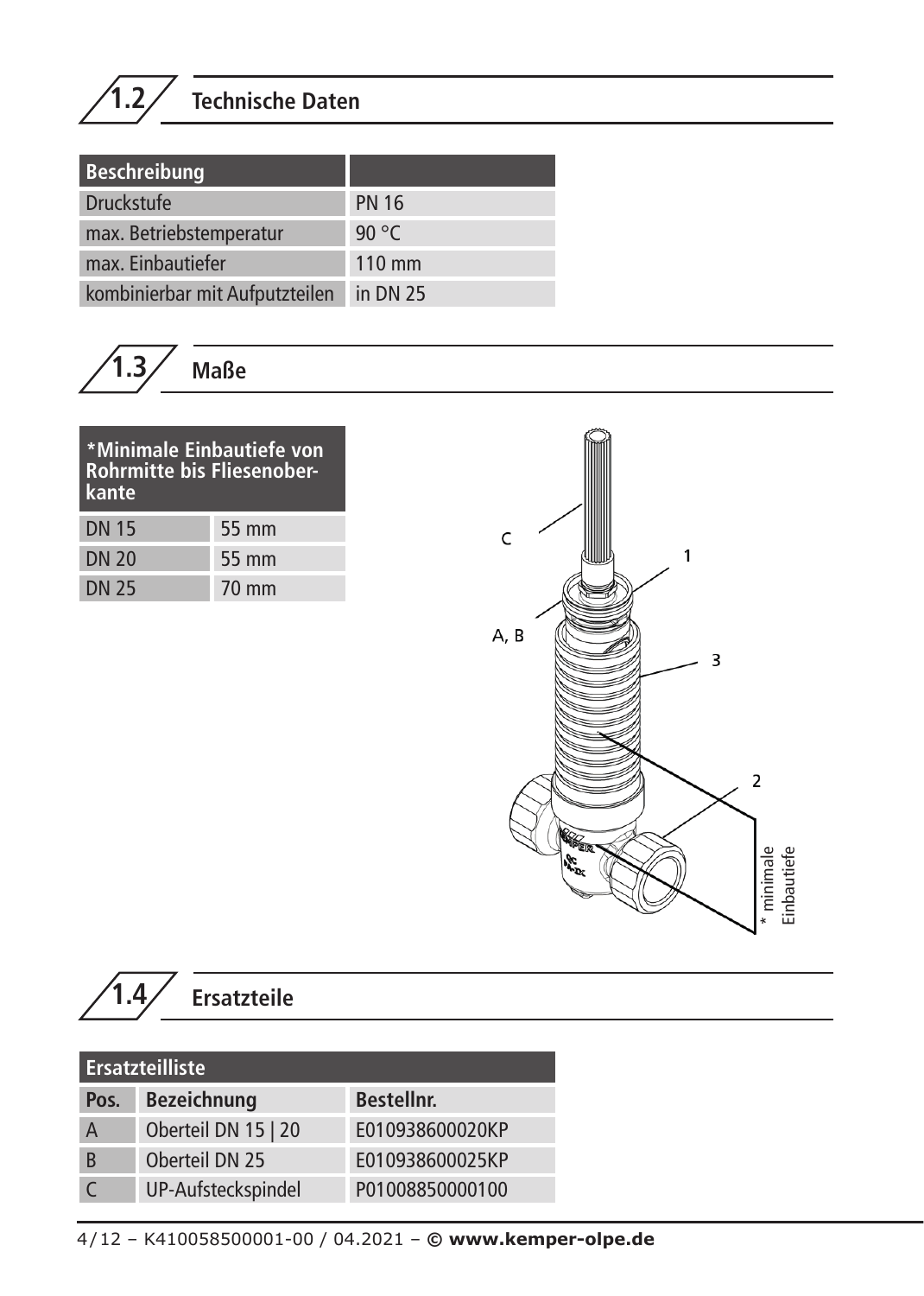## 1.2 Technische Daten

| Beschreibung | |
|---|---|
| Druckstufe | PN 16 |
| max. Betriebstemperatur | 90 °C |
| max. Einbautiefer | 110 mm |
| kombinierbar mit Aufputzteilen | in DN 25 |

## 1.3 Maße

| *Minimale Einbautiefe von Rohrmitte bis Fliesenoberkante | |
|---|---|
| DN 15 | 55 mm |
| DN 20 | 55 mm |
| DN 25 | 70 mm |

## 1.4 Ersatzteile

| Ersatzteilliste | | |
|---|---|---|
| **Pos.** | **Bezeichnung** | **Bestellnr.** |
| A | Oberteil DN 15 \| 20 | E010938600020KP |
| B | Oberteil DN 25 | E010938600025KP |
| C | UP-Aufsteckspindel | P01008850000100 |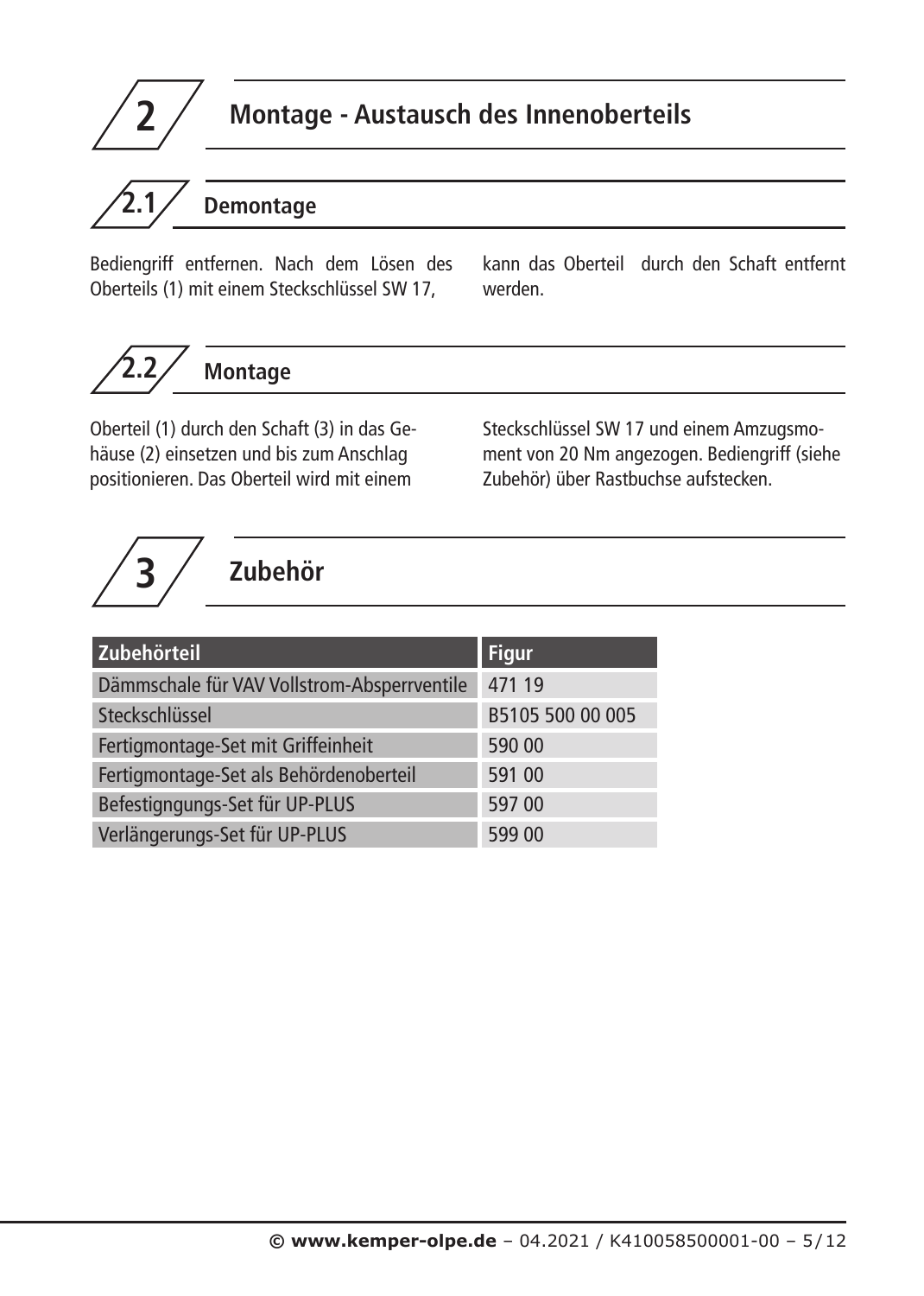# 2 Montage - Austausch des Innenoberteils

## 2.1 Demontage

Bediengriff entfernen. Nach dem Lösen des Oberteils (1) mit einem Steckschlüssel SW 17, kann das Oberteil durch den Schaft entfernt werden.

## 2.2 Montage

Oberteil (1) durch den Schaft (3) in das Gehäuse (2) einsetzen und bis zum Anschlag positionieren. Das Oberteil wird mit einem Steckschlüssel SW 17 und einem Amzugsmoment von 20 Nm angezogen. Bediengriff (siehe Zubehör) über Rastbuchse aufstecken.

# 3 Zubehör

| Zubehörteil | Figur |
|---|---|
| Dämmschale für VAV Vollstrom-Absperrventile | 471 19 |
| Steckschlüssel | B5105 500 00 005 |
| Fertigmontage-Set mit Griffeinheit | 590 00 |
| Fertigmontage-Set als Behördenoberteil | 591 00 |
| Befestigngungs-Set für UP-PLUS | 597 00 |
| Verlängerungs-Set für UP-PLUS | 599 00 |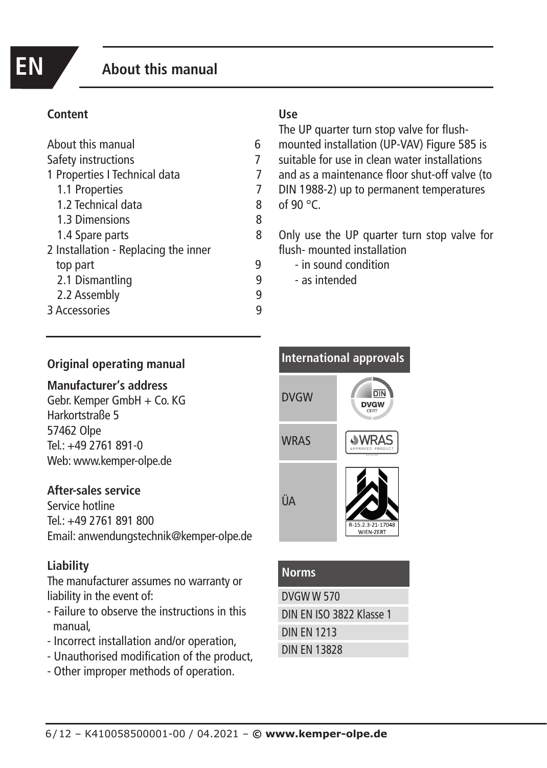EN

# About this manual

### Content

| | |
|---|---|
| About this manual | 6 |
| Safety instructions | 7 |
| 1 Properties I Technical data | 7 |
| 1.1 Properties | 7 |
| 1.2 Technical data | 8 |
| 1.3 Dimensions | 8 |
| 1.4 Spare parts | 8 |
| 2 Installation - Replacing the inner top part | 9 |
| 2.1 Dismantling | 9 |
| 2.2 Assembly | 9 |
| 3 Accessories | 9 |

### Use

The UP quarter turn stop valve for flush-mounted installation (UP-VAV) Figure 585 is suitable for use in clean water installations and as a maintenance floor shut-off valve (to DIN 1988-2) up to permanent temperatures of 90 °C.

Only use the UP quarter turn stop valve for flush- mounted installation
- in sound condition
- as intended

### Original operating manual

**Manufacturer's address**
Gebr. Kemper GmbH + Co. KG
Harkortstraße 5
57462 Olpe
Tel.: +49 2761 891-0
Web: www.kemper-olpe.de

**After-sales service**
Service hotline
Tel.: +49 2761 891 800
Email: anwendungstechnik@kemper-olpe.de

**Liability**
The manufacturer assumes no warranty or liability in the event of:
- Failure to observe the instructions in this manual,
- Incorrect installation and/or operation,
- Unauthorised modification of the product,
- Other improper methods of operation.

| International approvals | |
|---|---|
| DVGW | DIN DVGW CERT |
| WRAS | WRAS APPROVED PRODUCT |
| ÜA | R-15.2.3-21-17048 WIEN-ZERT |

| Norms |
|---|
| DVGW W 570 |
| DIN EN ISO 3822 Klasse 1 |
| DIN EN 1213 |
| DIN EN 13828 |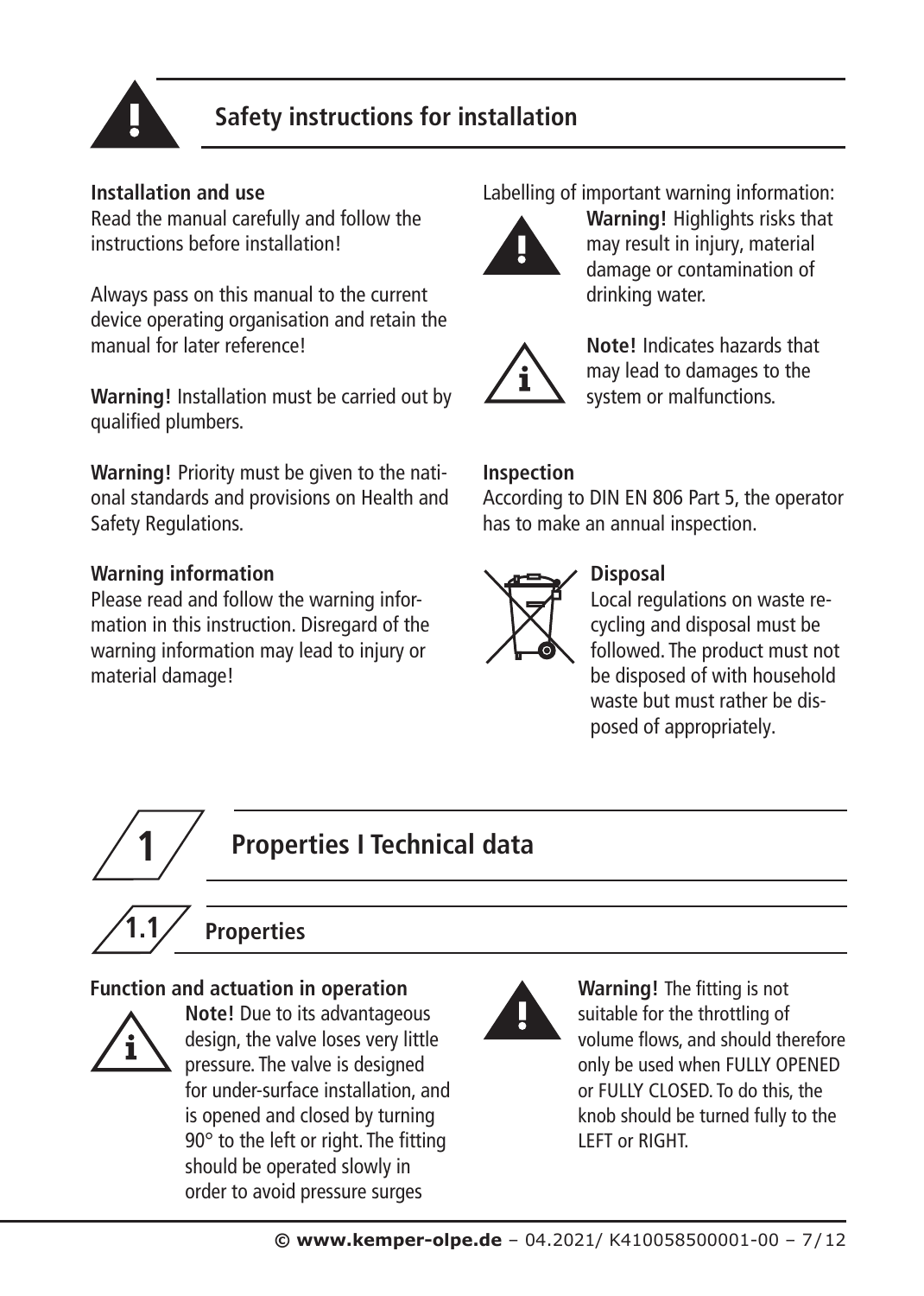## Safety instructions for installation

**Installation and use**
Read the manual carefully and follow the instructions before installation!

Always pass on this manual to the current device operating organisation and retain the manual for later reference!

**Warning!** Installation must be carried out by qualified plumbers.

**Warning!** Priority must be given to the national standards and provisions on Health and Safety Regulations.

**Warning information**
Please read and follow the warning information in this instruction. Disregard of the warning information may lead to injury or material damage!

Labelling of important warning information:

**Warning!** Highlights risks that may result in injury, material damage or contamination of drinking water.

**Note!** Indicates hazards that may lead to damages to the system or malfunctions.

**Inspection**
According to DIN EN 806 Part 5, the operator has to make an annual inspection.

**Disposal**
Local regulations on waste recycling and disposal must be followed. The product must not be disposed of with household waste but must rather be disposed of appropriately.

# 1 Properties I Technical data

## 1.1 Properties

**Function and actuation in operation**

**Note!** Due to its advantageous design, the valve loses very little pressure. The valve is designed for under-surface installation, and is opened and closed by turning 90° to the left or right. The fitting should be operated slowly in order to avoid pressure surges

**Warning!** The fitting is not suitable for the throttling of volume flows, and should therefore only be used when FULLY OPENED or FULLY CLOSED. To do this, the knob should be turned fully to the LEFT or RIGHT.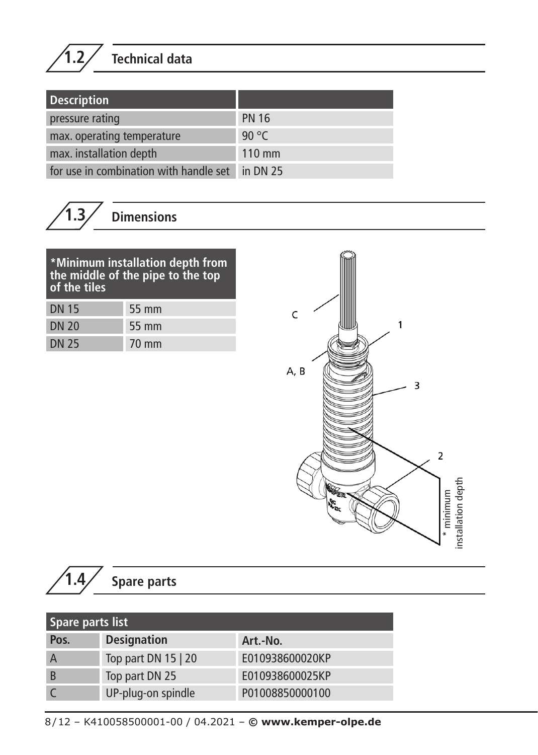## 1.2 Technical data

| Description | |
|---|---|
| pressure rating | PN 16 |
| max. operating temperature | 90 °C |
| max. installation depth | 110 mm |
| for use in combination with handle set | in DN 25 |

## 1.3 Dimensions

| *Minimum installation depth from the middle of the pipe to the top of the tiles | |
|---|---|
| DN 15 | 55 mm |
| DN 20 | 55 mm |
| DN 25 | 70 mm |

## 1.4 Spare parts

| Spare parts list | | |
|---|---|---|
| **Pos.** | **Designation** | **Art.-No.** |
| A | Top part DN 15 \| 20 | E010938600020KP |
| B | Top part DN 25 | E010938600025KP |
| C | UP-plug-on spindle | P01008850000100 |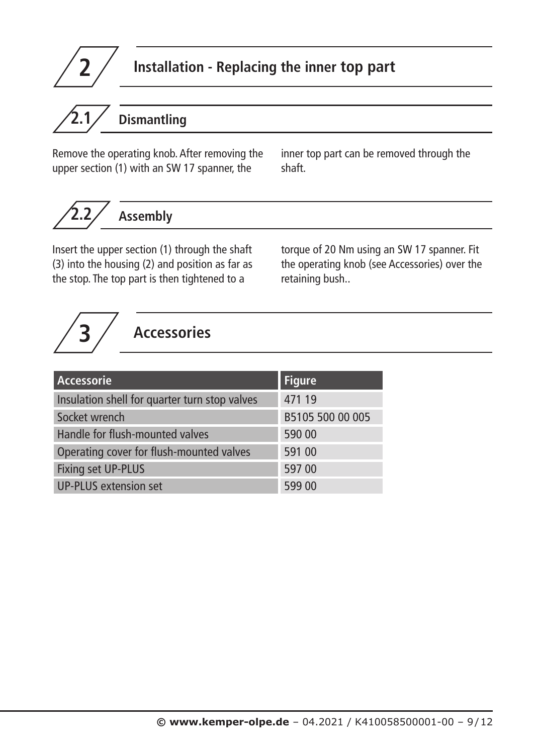# 2 Installation - Replacing the inner top part

## 2.1 Dismantling

Remove the operating knob. After removing the upper section (1) with an SW 17 spanner, the inner top part can be removed through the shaft.

## 2.2 Assembly

Insert the upper section (1) through the shaft (3) into the housing (2) and position as far as the stop. The top part is then tightened to a torque of 20 Nm using an SW 17 spanner. Fit the operating knob (see Accessories) over the retaining bush..

# 3 Accessories

| Accessorie | Figure |
|---|---|
| Insulation shell for quarter turn stop valves | 471 19 |
| Socket wrench | B5105 500 00 005 |
| Handle for flush-mounted valves | 590 00 |
| Operating cover for flush-mounted valves | 591 00 |
| Fixing set UP-PLUS | 597 00 |
| UP-PLUS extension set | 599 00 |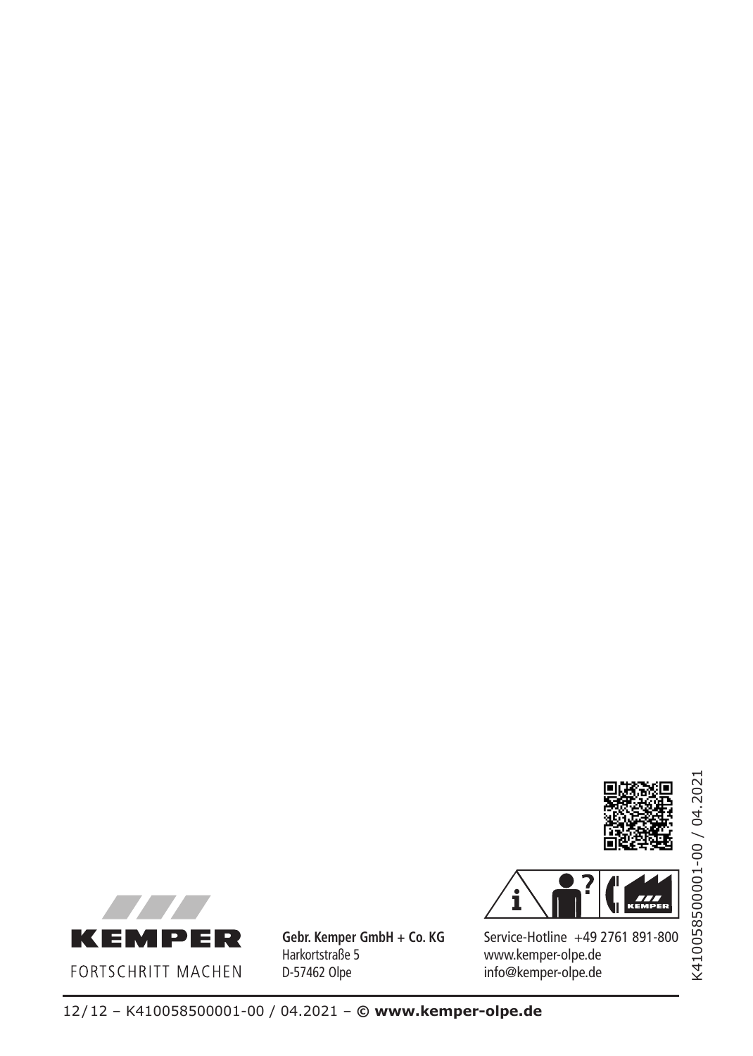KEMPER

FORTSCHRITT MACHEN

**Gebr. Kemper GmbH + Co. KG**
Harkortstraße 5
D-57462 Olpe

Service-Hotline +49 2761 891-800
www.kemper-olpe.de
info@kemper-olpe.de

K410058500001-00 / 04.2021